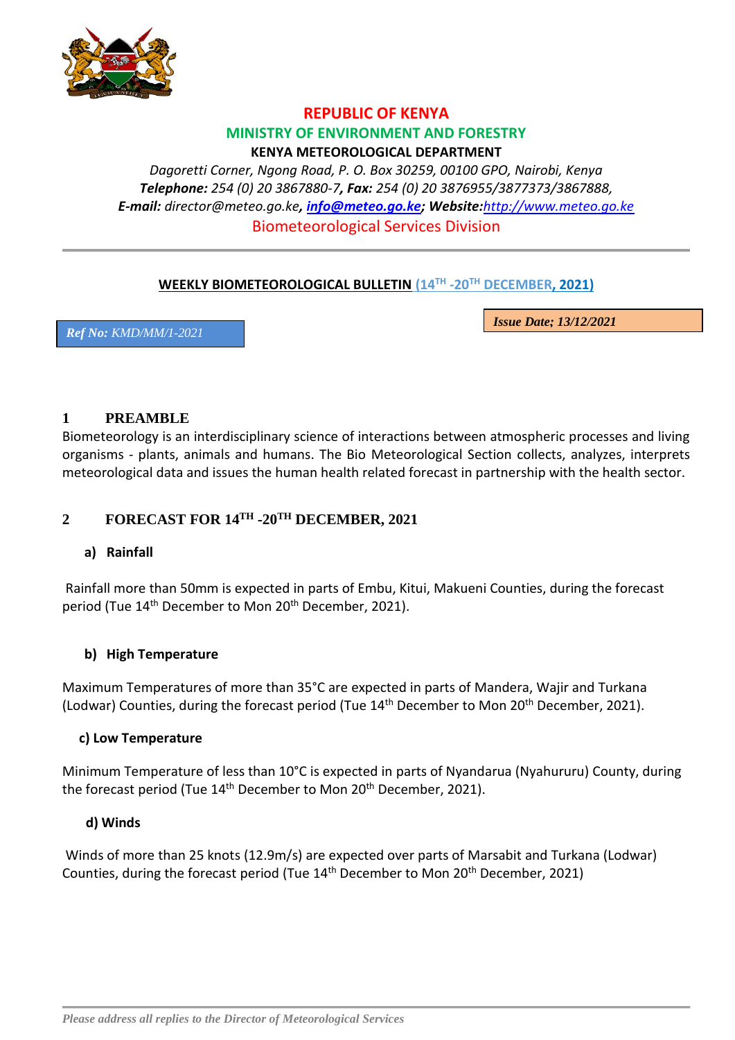**REPUBLIC OF KENYA**

**MINISTRY OF ENVIRONMENT AND FORESTRY**

**KENYA METEOROLOGICAL DEPARTMENT**

*Dagoretti Corner, Ngong Road, P. O. Box 30259, 00100 GPO, Nairobi, Kenya*

***Telephone:*** *254 (0) 20 3867880-7****, Fax:*** *254 (0) 20 3876955/3877373/3867888,*

***E-mail:*** *director@meteo.go.ke****, info@meteo.go.ke; Website:****http://www.meteo.go.ke*

Biometeorological Services Division

**WEEKLY BIOMETEOROLOGICAL BULLETIN (14TH -20TH DECEMBER, 2021)**

***Ref No:*** *KMD/MM/1-2021*

***Issue Date; 13/12/2021***

## 1 PREAMBLE

Biometeorology is an interdisciplinary science of interactions between atmospheric processes and living organisms - plants, animals and humans. The Bio Meteorological Section collects, analyzes, interprets meteorological data and issues the human health related forecast in partnership with the health sector.

## 2 FORECAST FOR 14TH -20TH DECEMBER, 2021

### a) Rainfall

Rainfall more than 50mm is expected in parts of Embu, Kitui, Makueni Counties, during the forecast period (Tue 14th December to Mon 20th December, 2021).

### b) High Temperature

Maximum Temperatures of more than 35°C are expected in parts of Mandera, Wajir and Turkana (Lodwar) Counties, during the forecast period (Tue 14th December to Mon 20th December, 2021).

### c) Low Temperature

Minimum Temperature of less than 10°C is expected in parts of Nyandarua (Nyahururu) County, during the forecast period (Tue 14th December to Mon 20th December, 2021).

### d) Winds

Winds of more than 25 knots (12.9m/s) are expected over parts of Marsabit and Turkana (Lodwar) Counties, during the forecast period (Tue 14th December to Mon 20th December, 2021)

*Please address all replies to the Director of Meteorological Services*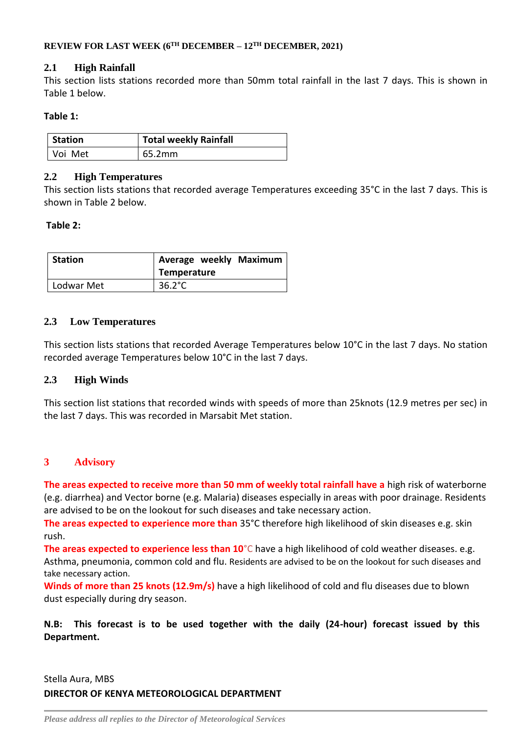**REVIEW FOR LAST WEEK (6TH DECEMBER – 12TH DECEMBER, 2021)**

## 2.1 High Rainfall

This section lists stations recorded more than 50mm total rainfall in the last 7 days. This is shown in Table 1 below.

**Table 1:**

| Station | Total weekly Rainfall |
|---|---|
| Voi Met | 65.2mm |

## 2.2 High Temperatures

This section lists stations that recorded average Temperatures exceeding 35°C in the last 7 days. This is shown in Table 2 below.

**Table 2:**

| Station | Average weekly Maximum Temperature |
|---|---|
| Lodwar Met | 36.2°C |

## 2.3 Low Temperatures

This section lists stations that recorded Average Temperatures below 10°C in the last 7 days. No station recorded average Temperatures below 10°C in the last 7 days.

## 2.3 High Winds

This section list stations that recorded winds with speeds of more than 25knots (12.9 metres per sec) in the last 7 days. This was recorded in Marsabit Met station.

# 3 Advisory

**The areas expected to receive more than 50 mm of weekly total rainfall have a** high risk of waterborne (e.g. diarrhea) and Vector borne (e.g. Malaria) diseases especially in areas with poor drainage. Residents are advised to be on the lookout for such diseases and take necessary action.

**The areas expected to experience more than** 35°C therefore high likelihood of skin diseases e.g. skin rush.

**The areas expected to experience less than 10**°C have a high likelihood of cold weather diseases. e.g. Asthma, pneumonia, common cold and flu. Residents are advised to be on the lookout for such diseases and take necessary action.

**Winds of more than 25 knots (12.9m/s)** have a high likelihood of cold and flu diseases due to blown dust especially during dry season.

**N.B: This forecast is to be used together with the daily (24-hour) forecast issued by this Department.**

Stella Aura, MBS

**DIRECTOR OF KENYA METEOROLOGICAL DEPARTMENT**

*Please address all replies to the Director of Meteorological Services*